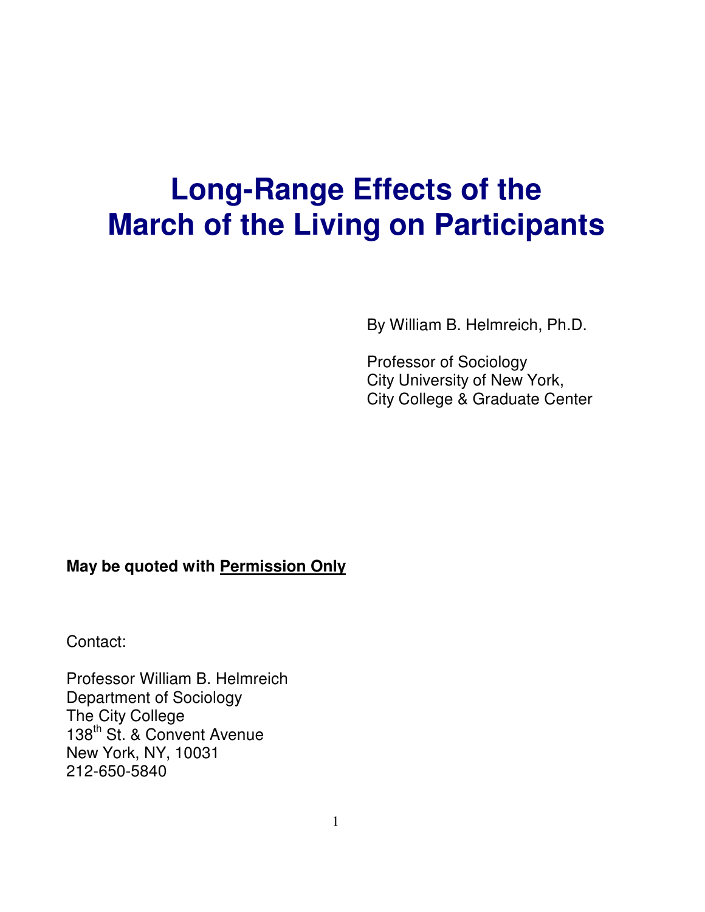# Long-Range Effects of the March of the Living on Participants

By William B. Helmreich, Ph.D.

Professor of Sociology
City University of New York,
City College & Graduate Center

**May be quoted with Permission Only**

Contact:

Professor William B. Helmreich
Department of Sociology
The City College
138th St. & Convent Avenue
New York, NY, 10031
212-650-5840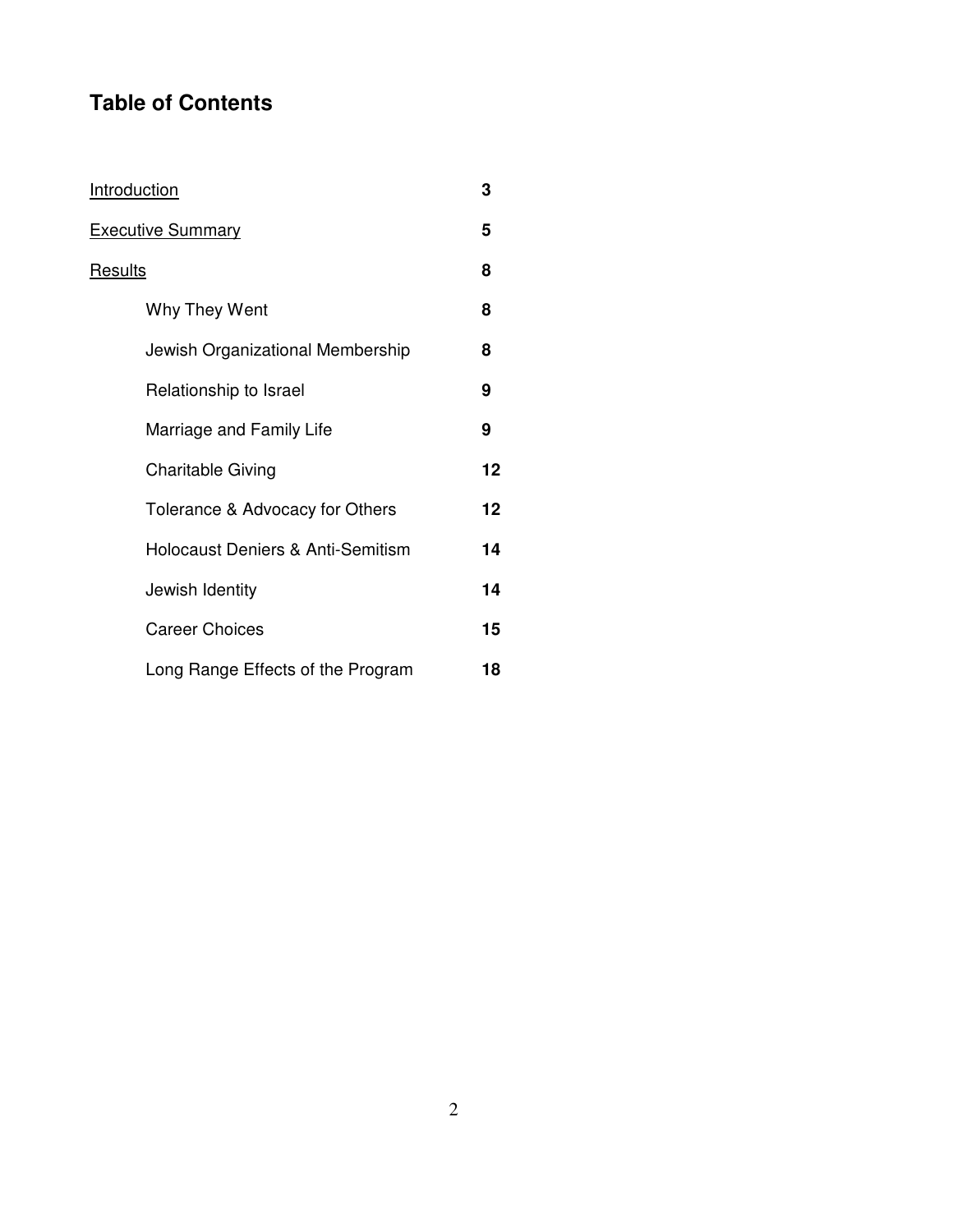# Table of Contents

| | |
|---|---|
| Introduction | **3** |
| Executive Summary | **5** |
| Results | **8** |
| Why They Went | **8** |
| Jewish Organizational Membership | **8** |
| Relationship to Israel | **9** |
| Marriage and Family Life | **9** |
| Charitable Giving | **12** |
| Tolerance & Advocacy for Others | **12** |
| Holocaust Deniers & Anti-Semitism | **14** |
| Jewish Identity | **14** |
| Career Choices | **15** |
| Long Range Effects of the Program | **18** |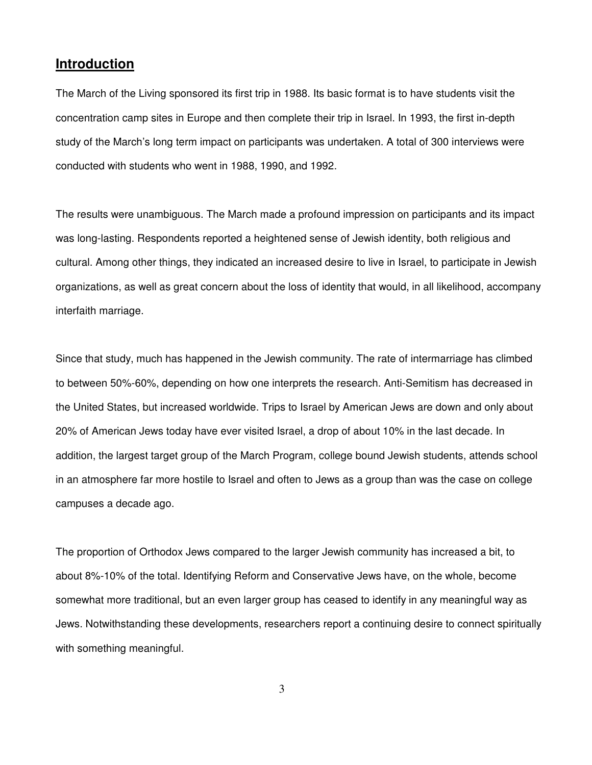## Introduction

The March of the Living sponsored its first trip in 1988. Its basic format is to have students visit the concentration camp sites in Europe and then complete their trip in Israel. In 1993, the first in-depth study of the March's long term impact on participants was undertaken. A total of 300 interviews were conducted with students who went in 1988, 1990, and 1992.

The results were unambiguous. The March made a profound impression on participants and its impact was long-lasting. Respondents reported a heightened sense of Jewish identity, both religious and cultural. Among other things, they indicated an increased desire to live in Israel, to participate in Jewish organizations, as well as great concern about the loss of identity that would, in all likelihood, accompany interfaith marriage.

Since that study, much has happened in the Jewish community. The rate of intermarriage has climbed to between 50%-60%, depending on how one interprets the research. Anti-Semitism has decreased in the United States, but increased worldwide. Trips to Israel by American Jews are down and only about 20% of American Jews today have ever visited Israel, a drop of about 10% in the last decade. In addition, the largest target group of the March Program, college bound Jewish students, attends school in an atmosphere far more hostile to Israel and often to Jews as a group than was the case on college campuses a decade ago.

The proportion of Orthodox Jews compared to the larger Jewish community has increased a bit, to about 8%-10% of the total. Identifying Reform and Conservative Jews have, on the whole, become somewhat more traditional, but an even larger group has ceased to identify in any meaningful way as Jews. Notwithstanding these developments, researchers report a continuing desire to connect spiritually with something meaningful.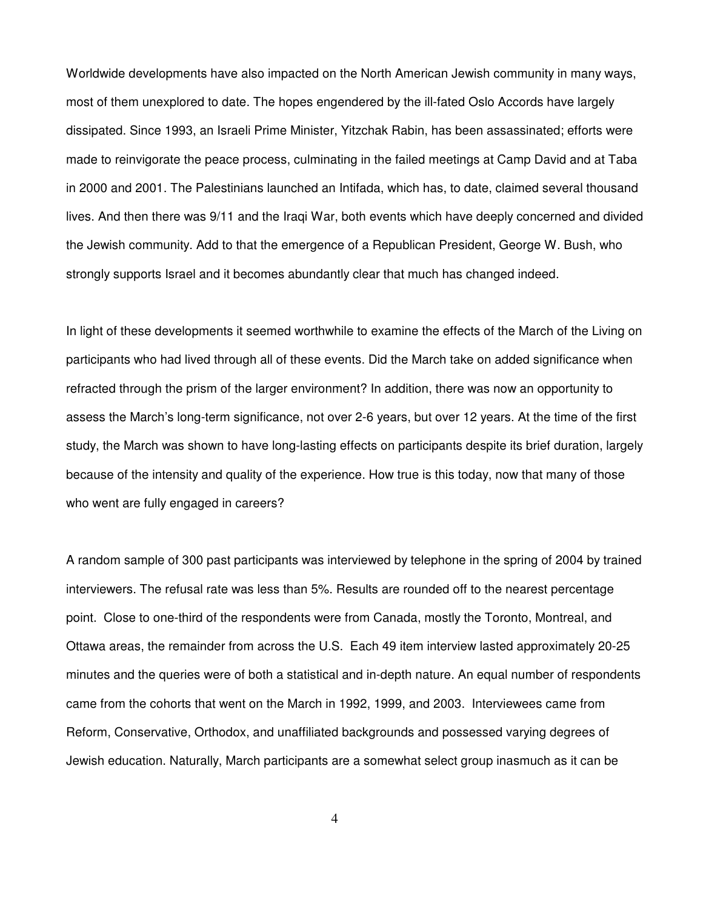Worldwide developments have also impacted on the North American Jewish community in many ways, most of them unexplored to date. The hopes engendered by the ill-fated Oslo Accords have largely dissipated. Since 1993, an Israeli Prime Minister, Yitzchak Rabin, has been assassinated; efforts were made to reinvigorate the peace process, culminating in the failed meetings at Camp David and at Taba in 2000 and 2001. The Palestinians launched an Intifada, which has, to date, claimed several thousand lives. And then there was 9/11 and the Iraqi War, both events which have deeply concerned and divided the Jewish community. Add to that the emergence of a Republican President, George W. Bush, who strongly supports Israel and it becomes abundantly clear that much has changed indeed.

In light of these developments it seemed worthwhile to examine the effects of the March of the Living on participants who had lived through all of these events. Did the March take on added significance when refracted through the prism of the larger environment? In addition, there was now an opportunity to assess the March's long-term significance, not over 2-6 years, but over 12 years. At the time of the first study, the March was shown to have long-lasting effects on participants despite its brief duration, largely because of the intensity and quality of the experience. How true is this today, now that many of those who went are fully engaged in careers?

A random sample of 300 past participants was interviewed by telephone in the spring of 2004 by trained interviewers. The refusal rate was less than 5%. Results are rounded off to the nearest percentage point. Close to one-third of the respondents were from Canada, mostly the Toronto, Montreal, and Ottawa areas, the remainder from across the U.S. Each 49 item interview lasted approximately 20-25 minutes and the queries were of both a statistical and in-depth nature. An equal number of respondents came from the cohorts that went on the March in 1992, 1999, and 2003. Interviewees came from Reform, Conservative, Orthodox, and unaffiliated backgrounds and possessed varying degrees of Jewish education. Naturally, March participants are a somewhat select group inasmuch as it can be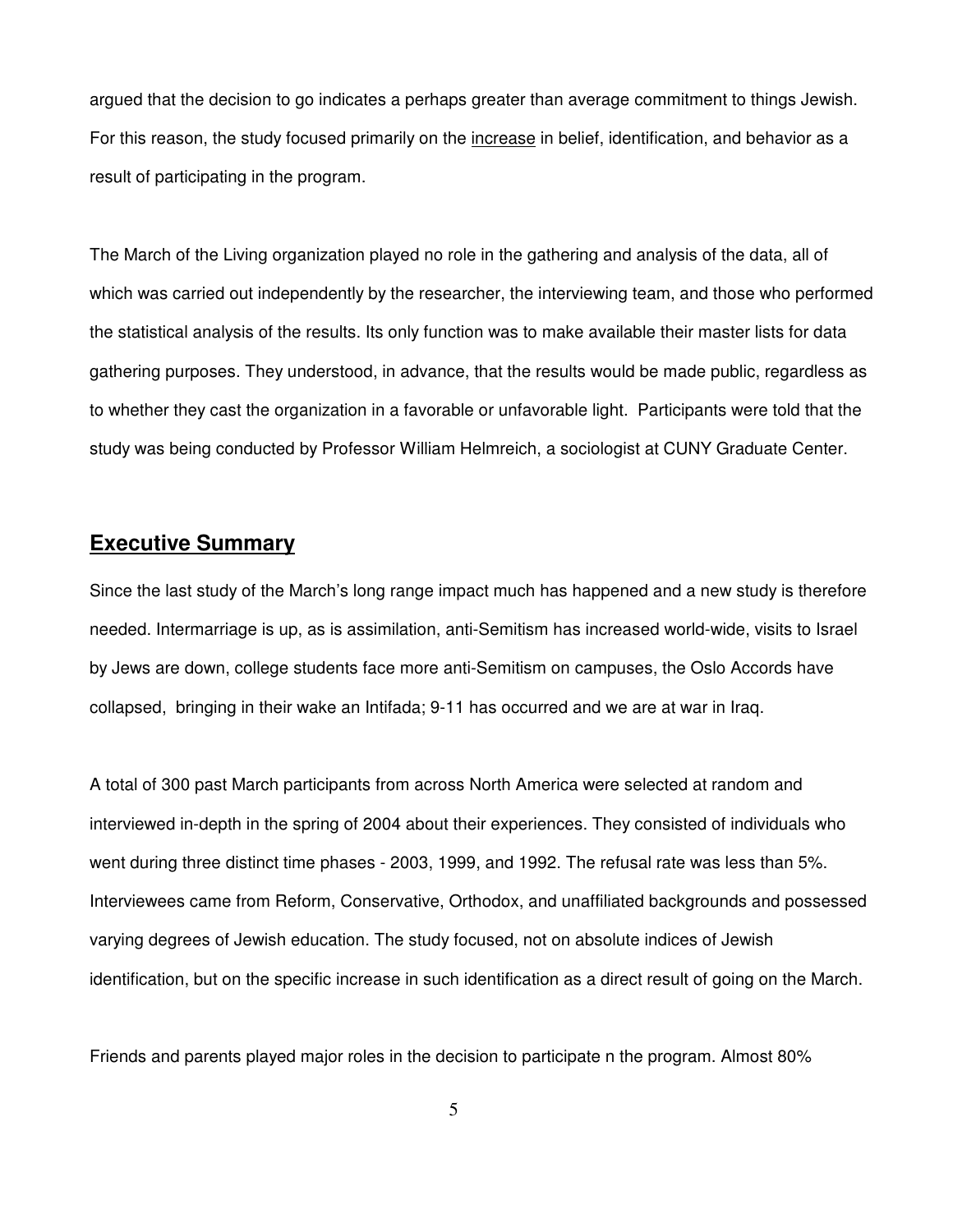argued that the decision to go indicates a perhaps greater than average commitment to things Jewish. For this reason, the study focused primarily on the <u>increase</u> in belief, identification, and behavior as a result of participating in the program.

The March of the Living organization played no role in the gathering and analysis of the data, all of which was carried out independently by the researcher, the interviewing team, and those who performed the statistical analysis of the results. Its only function was to make available their master lists for data gathering purposes. They understood, in advance, that the results would be made public, regardless as to whether they cast the organization in a favorable or unfavorable light. Participants were told that the study was being conducted by Professor William Helmreich, a sociologist at CUNY Graduate Center.

## Executive Summary

Since the last study of the March's long range impact much has happened and a new study is therefore needed. Intermarriage is up, as is assimilation, anti-Semitism has increased world-wide, visits to Israel by Jews are down, college students face more anti-Semitism on campuses, the Oslo Accords have collapsed, bringing in their wake an Intifada; 9-11 has occurred and we are at war in Iraq.

A total of 300 past March participants from across North America were selected at random and interviewed in-depth in the spring of 2004 about their experiences. They consisted of individuals who went during three distinct time phases - 2003, 1999, and 1992. The refusal rate was less than 5%. Interviewees came from Reform, Conservative, Orthodox, and unaffiliated backgrounds and possessed varying degrees of Jewish education. The study focused, not on absolute indices of Jewish identification, but on the specific increase in such identification as a direct result of going on the March.

Friends and parents played major roles in the decision to participate n the program. Almost 80%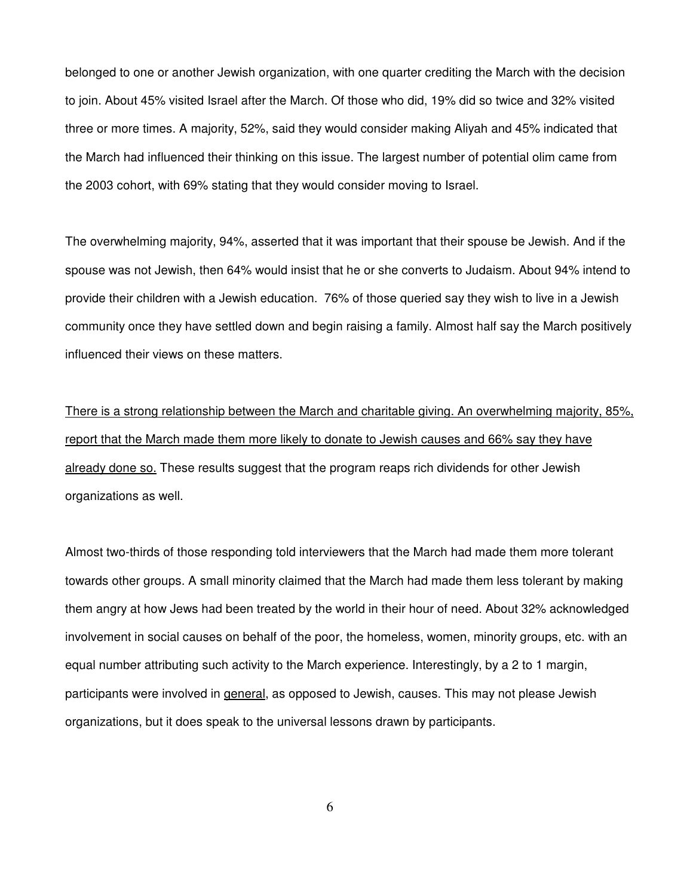belonged to one or another Jewish organization, with one quarter crediting the March with the decision to join. About 45% visited Israel after the March. Of those who did, 19% did so twice and 32% visited three or more times. A majority, 52%, said they would consider making Aliyah and 45% indicated that the March had influenced their thinking on this issue. The largest number of potential olim came from the 2003 cohort, with 69% stating that they would consider moving to Israel.

The overwhelming majority, 94%, asserted that it was important that their spouse be Jewish. And if the spouse was not Jewish, then 64% would insist that he or she converts to Judaism. About 94% intend to provide their children with a Jewish education. 76% of those queried say they wish to live in a Jewish community once they have settled down and begin raising a family. Almost half say the March positively influenced their views on these matters.

<u>There is a strong relationship between the March and charitable giving. An overwhelming majority, 85%, report that the March made them more likely to donate to Jewish causes and 66% say they have already done so.</u> These results suggest that the program reaps rich dividends for other Jewish organizations as well.

Almost two-thirds of those responding told interviewers that the March had made them more tolerant towards other groups. A small minority claimed that the March had made them less tolerant by making them angry at how Jews had been treated by the world in their hour of need. About 32% acknowledged involvement in social causes on behalf of the poor, the homeless, women, minority groups, etc. with an equal number attributing such activity to the March experience. Interestingly, by a 2 to 1 margin, participants were involved in <u>general</u>, as opposed to Jewish, causes. This may not please Jewish organizations, but it does speak to the universal lessons drawn by participants.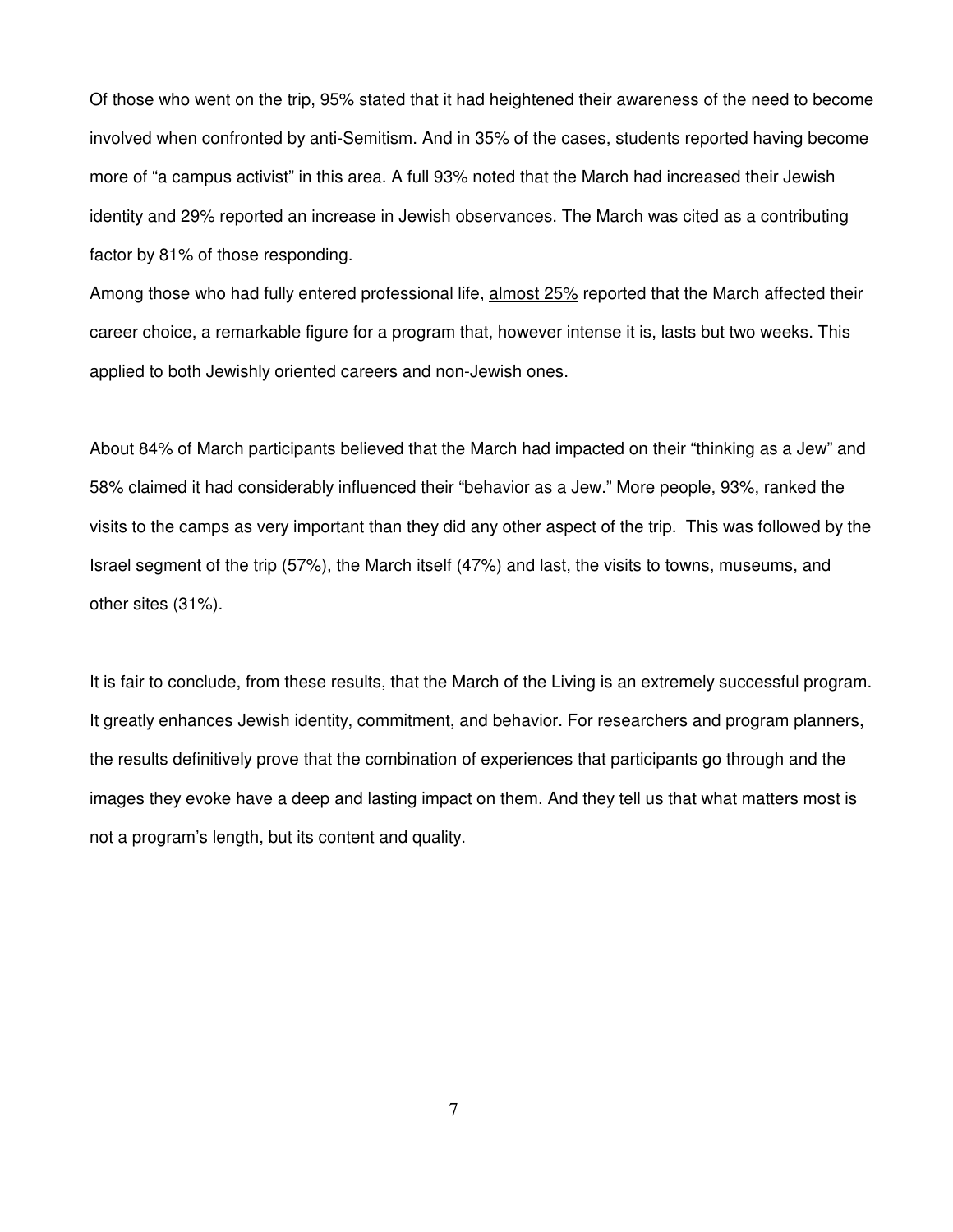Of those who went on the trip, 95% stated that it had heightened their awareness of the need to become involved when confronted by anti-Semitism. And in 35% of the cases, students reported having become more of "a campus activist" in this area. A full 93% noted that the March had increased their Jewish identity and 29% reported an increase in Jewish observances. The March was cited as a contributing factor by 81% of those responding.

Among those who had fully entered professional life, <u>almost 25%</u> reported that the March affected their career choice, a remarkable figure for a program that, however intense it is, lasts but two weeks. This applied to both Jewishly oriented careers and non-Jewish ones.

About 84% of March participants believed that the March had impacted on their "thinking as a Jew" and 58% claimed it had considerably influenced their "behavior as a Jew." More people, 93%, ranked the visits to the camps as very important than they did any other aspect of the trip. This was followed by the Israel segment of the trip (57%), the March itself (47%) and last, the visits to towns, museums, and other sites (31%).

It is fair to conclude, from these results, that the March of the Living is an extremely successful program. It greatly enhances Jewish identity, commitment, and behavior. For researchers and program planners, the results definitively prove that the combination of experiences that participants go through and the images they evoke have a deep and lasting impact on them. And they tell us that what matters most is not a program's length, but its content and quality.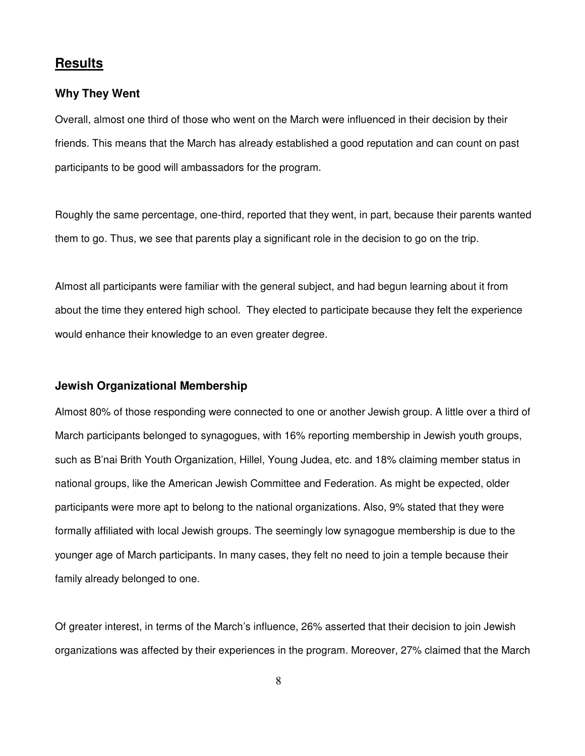## Results

### Why They Went

Overall, almost one third of those who went on the March were influenced in their decision by their friends. This means that the March has already established a good reputation and can count on past participants to be good will ambassadors for the program.

Roughly the same percentage, one-third, reported that they went, in part, because their parents wanted them to go. Thus, we see that parents play a significant role in the decision to go on the trip.

Almost all participants were familiar with the general subject, and had begun learning about it from about the time they entered high school. They elected to participate because they felt the experience would enhance their knowledge to an even greater degree.

### Jewish Organizational Membership

Almost 80% of those responding were connected to one or another Jewish group. A little over a third of March participants belonged to synagogues, with 16% reporting membership in Jewish youth groups, such as B'nai Brith Youth Organization, Hillel, Young Judea, etc. and 18% claiming member status in national groups, like the American Jewish Committee and Federation. As might be expected, older participants were more apt to belong to the national organizations. Also, 9% stated that they were formally affiliated with local Jewish groups. The seemingly low synagogue membership is due to the younger age of March participants. In many cases, they felt no need to join a temple because their family already belonged to one.

Of greater interest, in terms of the March's influence, 26% asserted that their decision to join Jewish organizations was affected by their experiences in the program. Moreover, 27% claimed that the March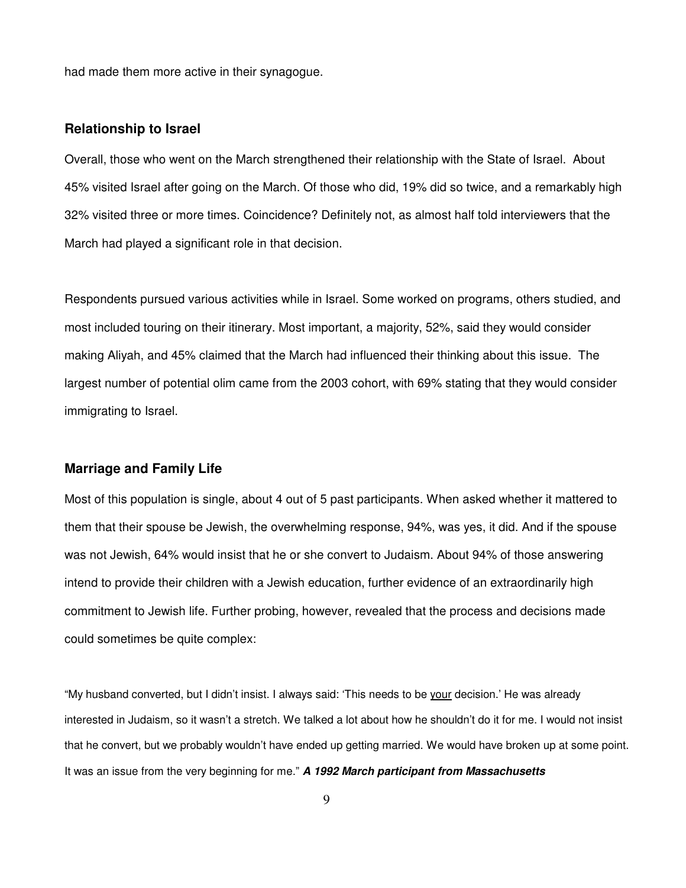had made them more active in their synagogue.

### Relationship to Israel

Overall, those who went on the March strengthened their relationship with the State of Israel. About 45% visited Israel after going on the March. Of those who did, 19% did so twice, and a remarkably high 32% visited three or more times. Coincidence? Definitely not, as almost half told interviewers that the March had played a significant role in that decision.

Respondents pursued various activities while in Israel. Some worked on programs, others studied, and most included touring on their itinerary. Most important, a majority, 52%, said they would consider making Aliyah, and 45% claimed that the March had influenced their thinking about this issue. The largest number of potential olim came from the 2003 cohort, with 69% stating that they would consider immigrating to Israel.

### Marriage and Family Life

Most of this population is single, about 4 out of 5 past participants. When asked whether it mattered to them that their spouse be Jewish, the overwhelming response, 94%, was yes, it did. And if the spouse was not Jewish, 64% would insist that he or she convert to Judaism. About 94% of those answering intend to provide their children with a Jewish education, further evidence of an extraordinarily high commitment to Jewish life. Further probing, however, revealed that the process and decisions made could sometimes be quite complex:

"My husband converted, but I didn't insist. I always said: 'This needs to be <u>your</u> decision.' He was already interested in Judaism, so it wasn't a stretch. We talked a lot about how he shouldn't do it for me. I would not insist that he convert, but we probably wouldn't have ended up getting married. We would have broken up at some point. It was an issue from the very beginning for me." ***A 1992 March participant from Massachusetts***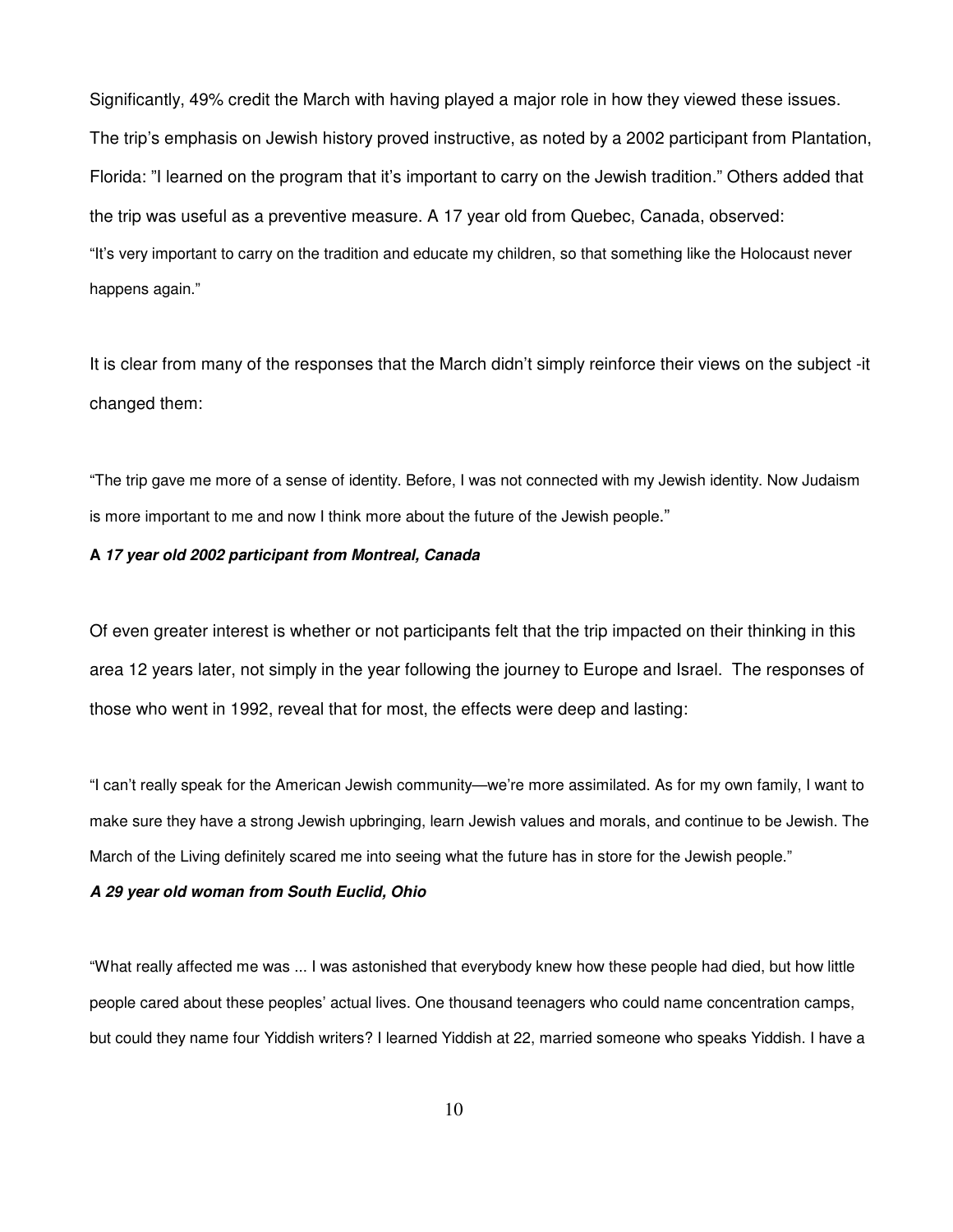Significantly, 49% credit the March with having played a major role in how they viewed these issues. The trip's emphasis on Jewish history proved instructive, as noted by a 2002 participant from Plantation, Florida: "I learned on the program that it's important to carry on the Jewish tradition." Others added that the trip was useful as a preventive measure. A 17 year old from Quebec, Canada, observed: "It's very important to carry on the tradition and educate my children, so that something like the Holocaust never happens again."

It is clear from many of the responses that the March didn't simply reinforce their views on the subject -it changed them:

"The trip gave me more of a sense of identity. Before, I was not connected with my Jewish identity. Now Judaism is more important to me and now I think more about the future of the Jewish people."

**A *17 year old 2002 participant from Montreal, Canada***

Of even greater interest is whether or not participants felt that the trip impacted on their thinking in this area 12 years later, not simply in the year following the journey to Europe and Israel. The responses of those who went in 1992, reveal that for most, the effects were deep and lasting:

"I can't really speak for the American Jewish community—we're more assimilated. As for my own family, I want to make sure they have a strong Jewish upbringing, learn Jewish values and morals, and continue to be Jewish. The March of the Living definitely scared me into seeing what the future has in store for the Jewish people."

***A 29 year old woman from South Euclid, Ohio***

"What really affected me was ... I was astonished that everybody knew how these people had died, but how little people cared about these peoples' actual lives. One thousand teenagers who could name concentration camps, but could they name four Yiddish writers? I learned Yiddish at 22, married someone who speaks Yiddish. I have a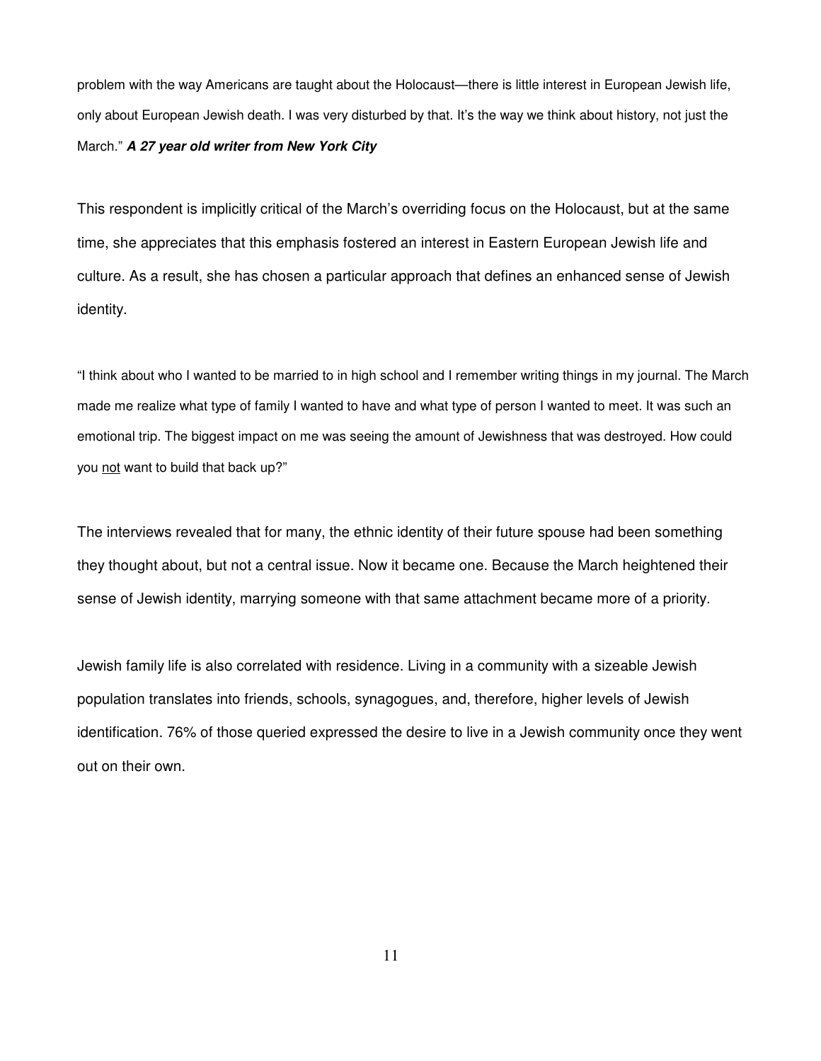problem with the way Americans are taught about the Holocaust—there is little interest in European Jewish life, only about European Jewish death. I was very disturbed by that. It's the way we think about history, not just the March." ***A 27 year old writer from New York City***

This respondent is implicitly critical of the March's overriding focus on the Holocaust, but at the same time, she appreciates that this emphasis fostered an interest in Eastern European Jewish life and culture. As a result, she has chosen a particular approach that defines an enhanced sense of Jewish identity.

"I think about who I wanted to be married to in high school and I remember writing things in my journal. The March made me realize what type of family I wanted to have and what type of person I wanted to meet. It was such an emotional trip. The biggest impact on me was seeing the amount of Jewishness that was destroyed. How could you <u>not</u> want to build that back up?"

The interviews revealed that for many, the ethnic identity of their future spouse had been something they thought about, but not a central issue. Now it became one. Because the March heightened their sense of Jewish identity, marrying someone with that same attachment became more of a priority.

Jewish family life is also correlated with residence. Living in a community with a sizeable Jewish population translates into friends, schools, synagogues, and, therefore, higher levels of Jewish identification. 76% of those queried expressed the desire to live in a Jewish community once they went out on their own.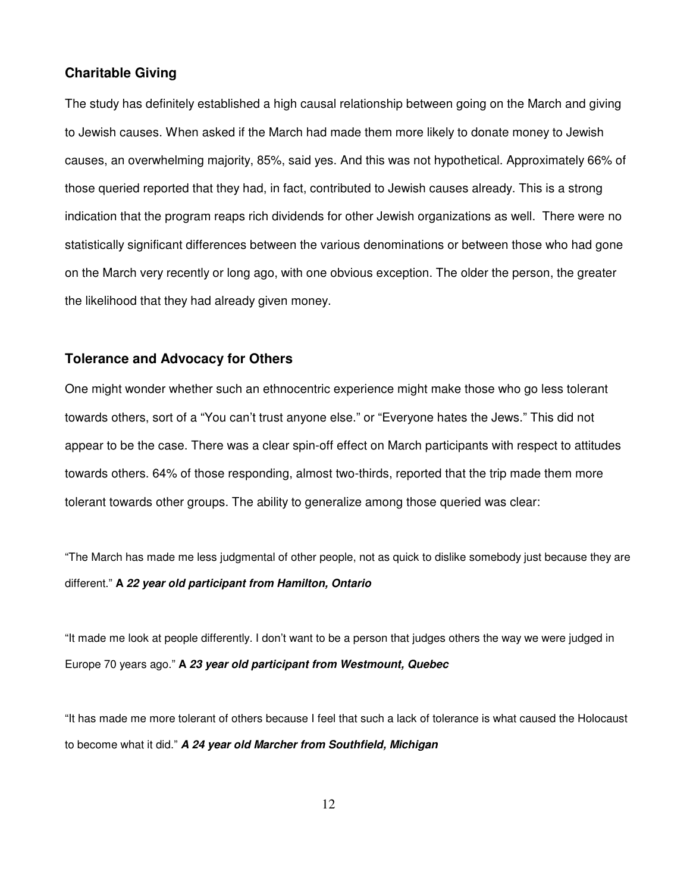### Charitable Giving

The study has definitely established a high causal relationship between going on the March and giving to Jewish causes. When asked if the March had made them more likely to donate money to Jewish causes, an overwhelming majority, 85%, said yes. And this was not hypothetical. Approximately 66% of those queried reported that they had, in fact, contributed to Jewish causes already. This is a strong indication that the program reaps rich dividends for other Jewish organizations as well. There were no statistically significant differences between the various denominations or between those who had gone on the March very recently or long ago, with one obvious exception. The older the person, the greater the likelihood that they had already given money.

### Tolerance and Advocacy for Others

One might wonder whether such an ethnocentric experience might make those who go less tolerant towards others, sort of a "You can't trust anyone else." or "Everyone hates the Jews." This did not appear to be the case. There was a clear spin-off effect on March participants with respect to attitudes towards others. 64% of those responding, almost two-thirds, reported that the trip made them more tolerant towards other groups. The ability to generalize among those queried was clear:

"The March has made me less judgmental of other people, not as quick to dislike somebody just because they are different." **A *22 year old participant from Hamilton, Ontario***

"It made me look at people differently. I don't want to be a person that judges others the way we were judged in Europe 70 years ago." **A *23 year old participant from Westmount, Quebec***

"It has made me more tolerant of others because I feel that such a lack of tolerance is what caused the Holocaust to become what it did." ***A 24 year old Marcher from Southfield, Michigan***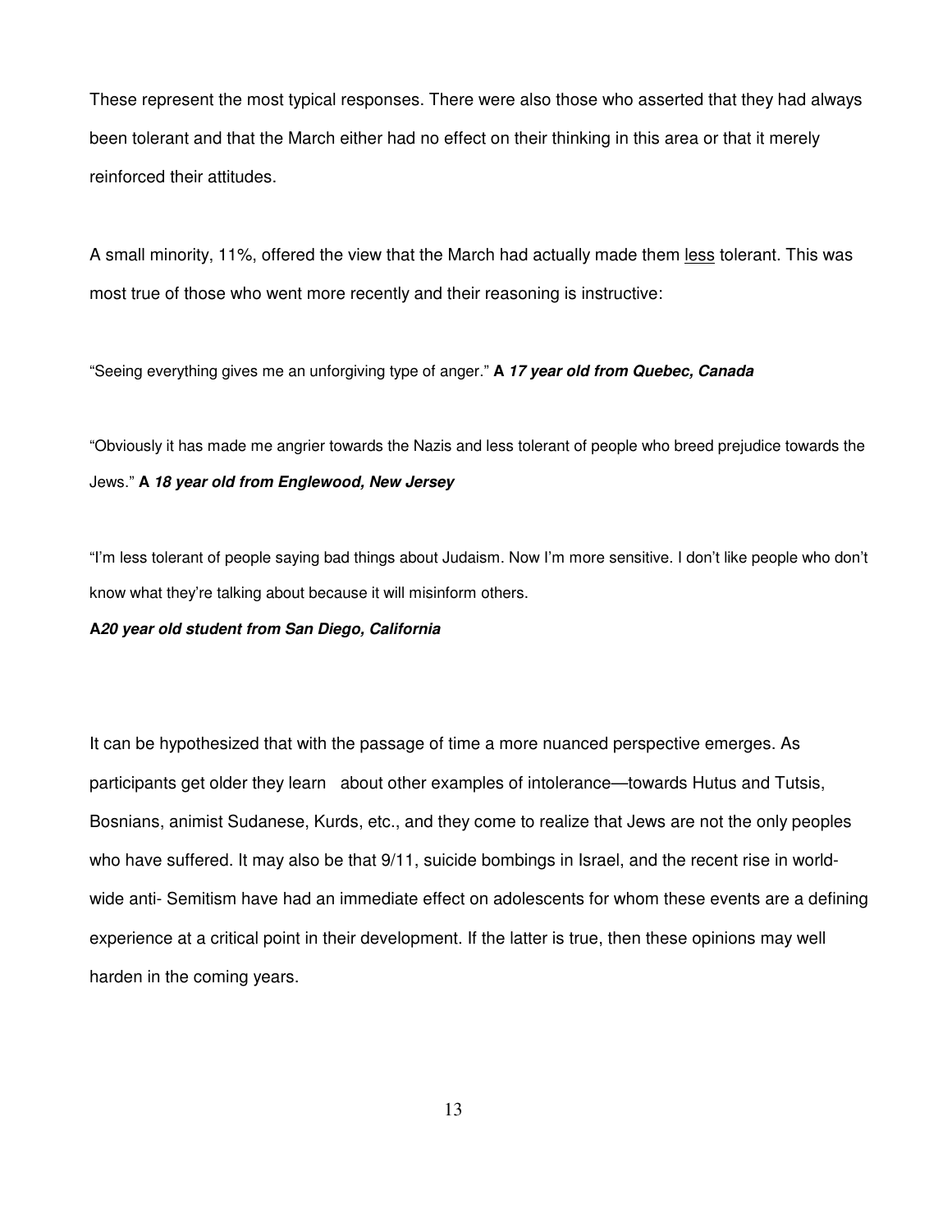These represent the most typical responses. There were also those who asserted that they had always been tolerant and that the March either had no effect on their thinking in this area or that it merely reinforced their attitudes.

A small minority, 11%, offered the view that the March had actually made them <u>less</u> tolerant. This was most true of those who went more recently and their reasoning is instructive:

"Seeing everything gives me an unforgiving type of anger." **A *17 year old from Quebec, Canada***

"Obviously it has made me angrier towards the Nazis and less tolerant of people who breed prejudice towards the Jews." **A *18 year old from Englewood, New Jersey***

"I'm less tolerant of people saying bad things about Judaism. Now I'm more sensitive. I don't like people who don't know what they're talking about because it will misinform others.

**A*20 year old student from San Diego, California***

It can be hypothesized that with the passage of time a more nuanced perspective emerges. As participants get older they learn about other examples of intolerance—towards Hutus and Tutsis, Bosnians, animist Sudanese, Kurds, etc., and they come to realize that Jews are not the only peoples who have suffered. It may also be that 9/11, suicide bombings in Israel, and the recent rise in world-wide anti- Semitism have had an immediate effect on adolescents for whom these events are a defining experience at a critical point in their development. If the latter is true, then these opinions may well harden in the coming years.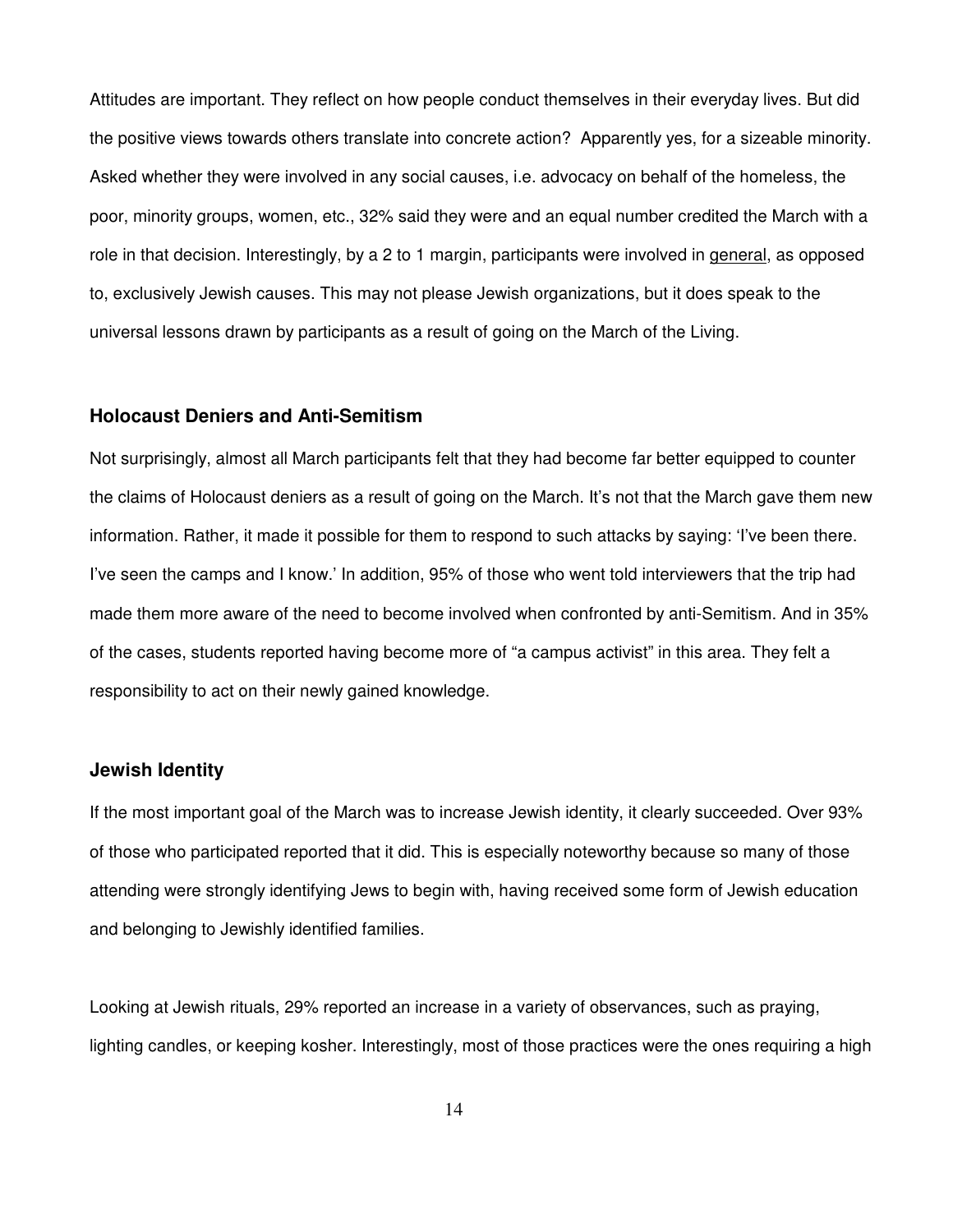Attitudes are important. They reflect on how people conduct themselves in their everyday lives. But did the positive views towards others translate into concrete action? Apparently yes, for a sizeable minority. Asked whether they were involved in any social causes, i.e. advocacy on behalf of the homeless, the poor, minority groups, women, etc., 32% said they were and an equal number credited the March with a role in that decision. Interestingly, by a 2 to 1 margin, participants were involved in <u>general</u>, as opposed to, exclusively Jewish causes. This may not please Jewish organizations, but it does speak to the universal lessons drawn by participants as a result of going on the March of the Living.

### Holocaust Deniers and Anti-Semitism

Not surprisingly, almost all March participants felt that they had become far better equipped to counter the claims of Holocaust deniers as a result of going on the March. It's not that the March gave them new information. Rather, it made it possible for them to respond to such attacks by saying: 'I've been there. I've seen the camps and I know.' In addition, 95% of those who went told interviewers that the trip had made them more aware of the need to become involved when confronted by anti-Semitism. And in 35% of the cases, students reported having become more of "a campus activist" in this area. They felt a responsibility to act on their newly gained knowledge.

### Jewish Identity

If the most important goal of the March was to increase Jewish identity, it clearly succeeded. Over 93% of those who participated reported that it did. This is especially noteworthy because so many of those attending were strongly identifying Jews to begin with, having received some form of Jewish education and belonging to Jewishly identified families.

Looking at Jewish rituals, 29% reported an increase in a variety of observances, such as praying, lighting candles, or keeping kosher. Interestingly, most of those practices were the ones requiring a high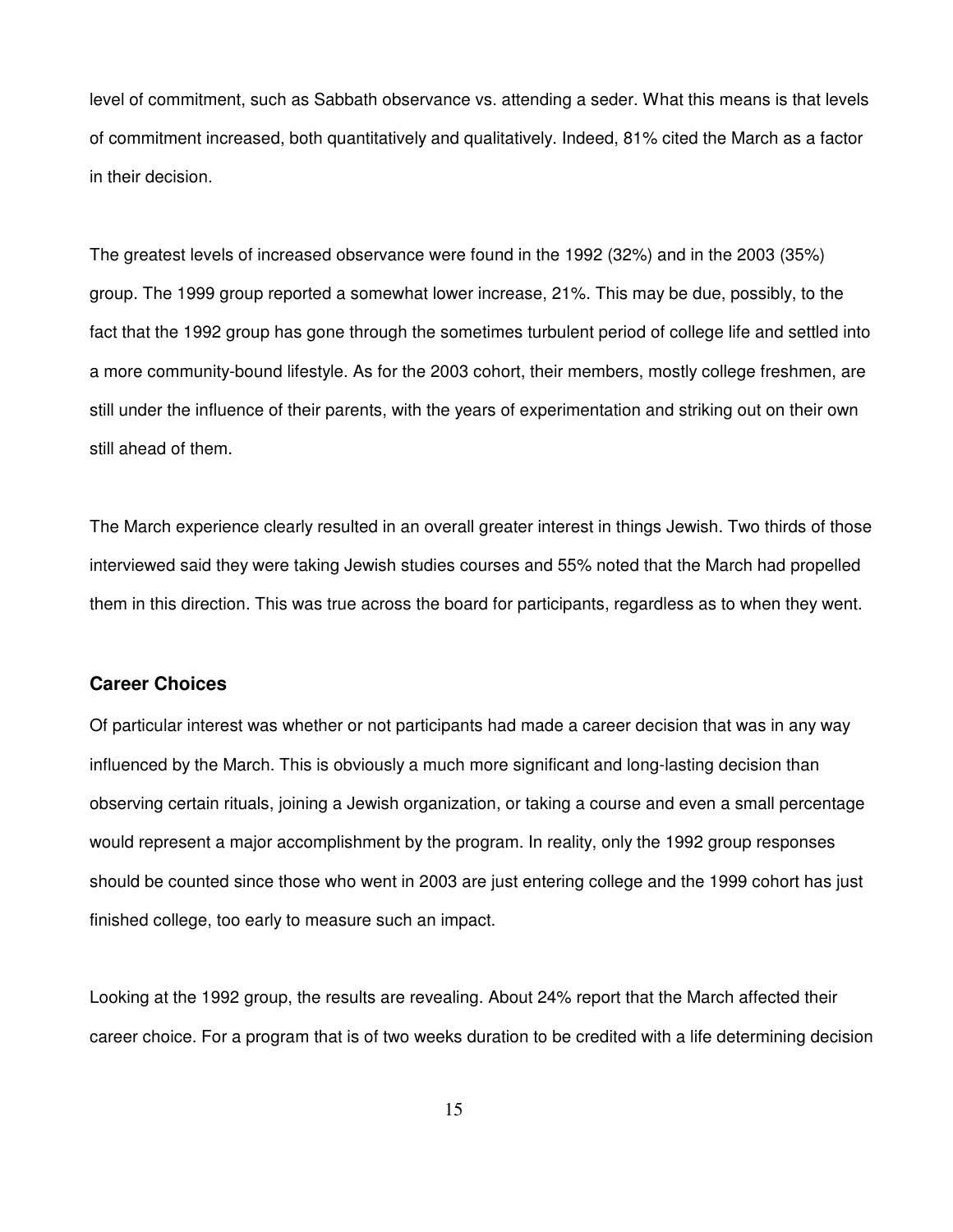level of commitment, such as Sabbath observance vs. attending a seder. What this means is that levels of commitment increased, both quantitatively and qualitatively. Indeed, 81% cited the March as a factor in their decision.

The greatest levels of increased observance were found in the 1992 (32%) and in the 2003 (35%) group. The 1999 group reported a somewhat lower increase, 21%. This may be due, possibly, to the fact that the 1992 group has gone through the sometimes turbulent period of college life and settled into a more community-bound lifestyle. As for the 2003 cohort, their members, mostly college freshmen, are still under the influence of their parents, with the years of experimentation and striking out on their own still ahead of them.

The March experience clearly resulted in an overall greater interest in things Jewish. Two thirds of those interviewed said they were taking Jewish studies courses and 55% noted that the March had propelled them in this direction. This was true across the board for participants, regardless as to when they went.

### Career Choices

Of particular interest was whether or not participants had made a career decision that was in any way influenced by the March. This is obviously a much more significant and long-lasting decision than observing certain rituals, joining a Jewish organization, or taking a course and even a small percentage would represent a major accomplishment by the program. In reality, only the 1992 group responses should be counted since those who went in 2003 are just entering college and the 1999 cohort has just finished college, too early to measure such an impact.

Looking at the 1992 group, the results are revealing. About 24% report that the March affected their career choice. For a program that is of two weeks duration to be credited with a life determining decision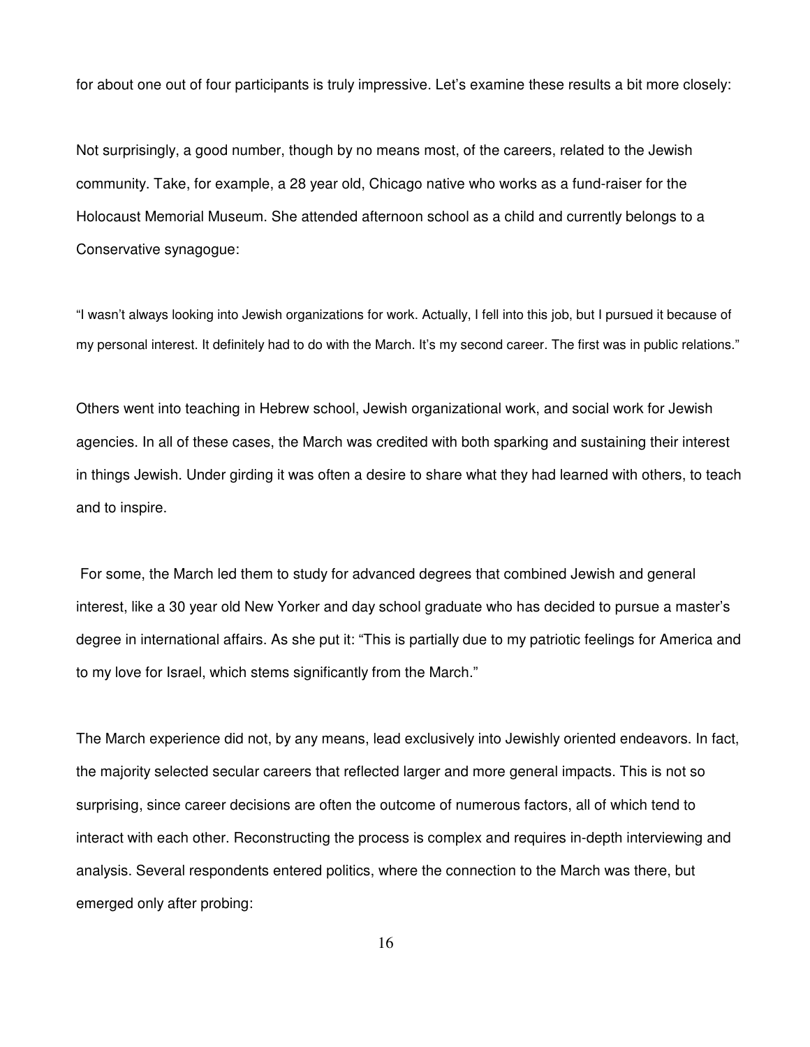for about one out of four participants is truly impressive. Let's examine these results a bit more closely:

Not surprisingly, a good number, though by no means most, of the careers, related to the Jewish community. Take, for example, a 28 year old, Chicago native who works as a fund-raiser for the Holocaust Memorial Museum. She attended afternoon school as a child and currently belongs to a Conservative synagogue:

> "I wasn't always looking into Jewish organizations for work. Actually, I fell into this job, but I pursued it because of my personal interest. It definitely had to do with the March. It's my second career. The first was in public relations."

Others went into teaching in Hebrew school, Jewish organizational work, and social work for Jewish agencies. In all of these cases, the March was credited with both sparking and sustaining their interest in things Jewish. Under girding it was often a desire to share what they had learned with others, to teach and to inspire.

For some, the March led them to study for advanced degrees that combined Jewish and general interest, like a 30 year old New Yorker and day school graduate who has decided to pursue a master's degree in international affairs. As she put it: "This is partially due to my patriotic feelings for America and to my love for Israel, which stems significantly from the March."

The March experience did not, by any means, lead exclusively into Jewishly oriented endeavors. In fact, the majority selected secular careers that reflected larger and more general impacts. This is not so surprising, since career decisions are often the outcome of numerous factors, all of which tend to interact with each other. Reconstructing the process is complex and requires in-depth interviewing and analysis. Several respondents entered politics, where the connection to the March was there, but emerged only after probing: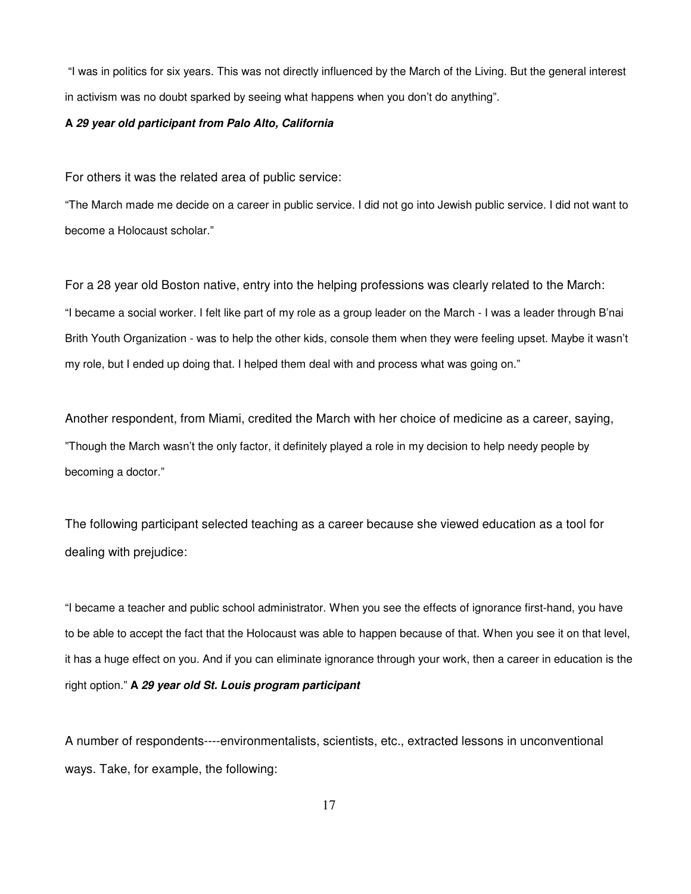"I was in politics for six years. This was not directly influenced by the March of the Living. But the general interest in activism was no doubt sparked by seeing what happens when you don't do anything".

**A *29 year old participant from Palo Alto, California***

For others it was the related area of public service:

"The March made me decide on a career in public service. I did not go into Jewish public service. I did not want to become a Holocaust scholar."

For a 28 year old Boston native, entry into the helping professions was clearly related to the March:

"I became a social worker. I felt like part of my role as a group leader on the March - I was a leader through B'nai Brith Youth Organization - was to help the other kids, console them when they were feeling upset. Maybe it wasn't my role, but I ended up doing that. I helped them deal with and process what was going on."

Another respondent, from Miami, credited the March with her choice of medicine as a career, saying, "Though the March wasn't the only factor, it definitely played a role in my decision to help needy people by becoming a doctor."

The following participant selected teaching as a career because she viewed education as a tool for dealing with prejudice:

"I became a teacher and public school administrator. When you see the effects of ignorance first-hand, you have to be able to accept the fact that the Holocaust was able to happen because of that. When you see it on that level, it has a huge effect on you. And if you can eliminate ignorance through your work, then a career in education is the right option." **A *29 year old St. Louis program participant***

A number of respondents----environmentalists, scientists, etc., extracted lessons in unconventional ways. Take, for example, the following: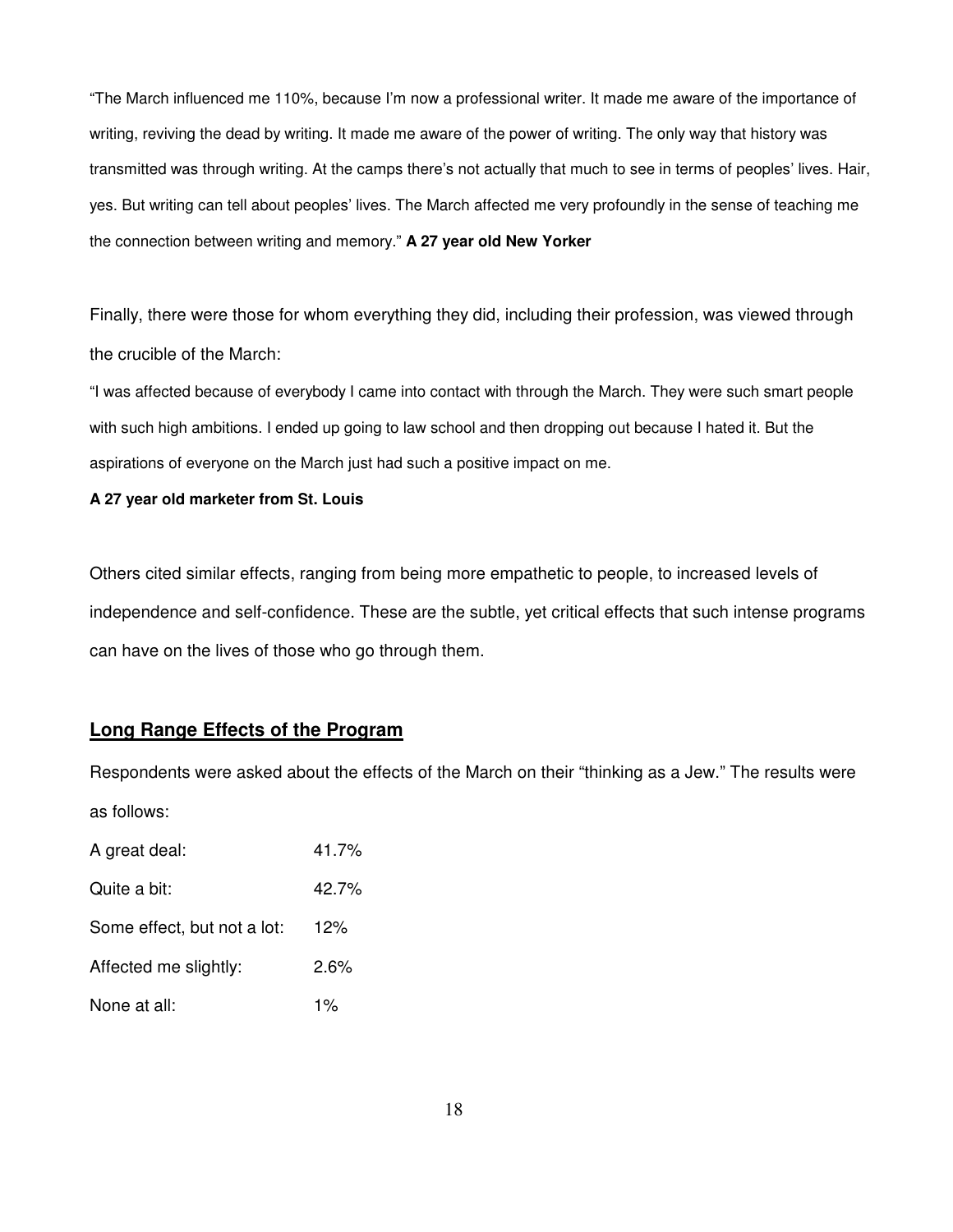"The March influenced me 110%, because I'm now a professional writer. It made me aware of the importance of writing, reviving the dead by writing. It made me aware of the power of writing. The only way that history was transmitted was through writing. At the camps there's not actually that much to see in terms of peoples' lives. Hair, yes. But writing can tell about peoples' lives. The March affected me very profoundly in the sense of teaching me the connection between writing and memory." **A 27 year old New Yorker**

Finally, there were those for whom everything they did, including their profession, was viewed through the crucible of the March:

"I was affected because of everybody I came into contact with through the March. They were such smart people with such high ambitions. I ended up going to law school and then dropping out because I hated it. But the aspirations of everyone on the March just had such a positive impact on me.

**A 27 year old marketer from St. Louis**

Others cited similar effects, ranging from being more empathetic to people, to increased levels of independence and self-confidence. These are the subtle, yet critical effects that such intense programs can have on the lives of those who go through them.

## Long Range Effects of the Program

Respondents were asked about the effects of the March on their "thinking as a Jew." The results were as follows:

| | |
|---|---|
| A great deal: | 41.7% |
| Quite a bit: | 42.7% |
| Some effect, but not a lot: | 12% |
| Affected me slightly: | 2.6% |
| None at all: | 1% |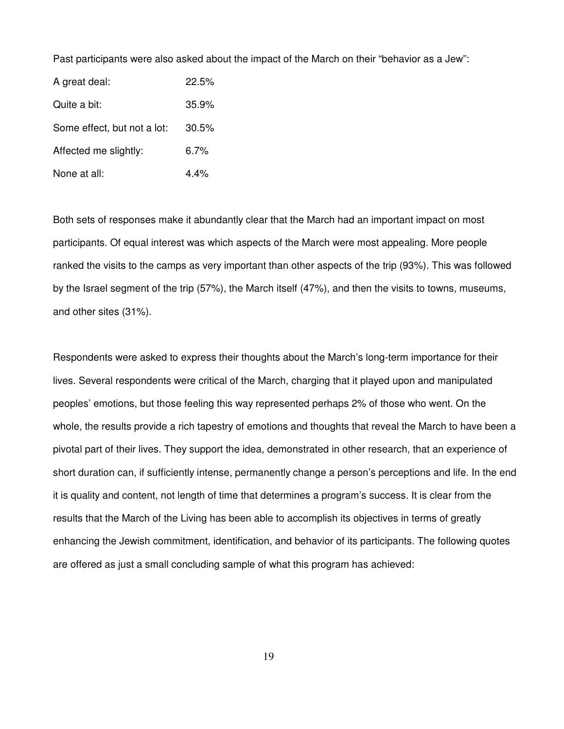Past participants were also asked about the impact of the March on their “behavior as a Jew”:

| | |
|---|---|
| A great deal: | 22.5% |
| Quite a bit: | 35.9% |
| Some effect, but not a lot: | 30.5% |
| Affected me slightly: | 6.7% |
| None at all: | 4.4% |

Both sets of responses make it abundantly clear that the March had an important impact on most participants. Of equal interest was which aspects of the March were most appealing. More people ranked the visits to the camps as very important than other aspects of the trip (93%). This was followed by the Israel segment of the trip (57%), the March itself (47%), and then the visits to towns, museums, and other sites (31%).

Respondents were asked to express their thoughts about the March’s long-term importance for their lives. Several respondents were critical of the March, charging that it played upon and manipulated peoples’ emotions, but those feeling this way represented perhaps 2% of those who went. On the whole, the results provide a rich tapestry of emotions and thoughts that reveal the March to have been a pivotal part of their lives. They support the idea, demonstrated in other research, that an experience of short duration can, if sufficiently intense, permanently change a person’s perceptions and life. In the end it is quality and content, not length of time that determines a program’s success. It is clear from the results that the March of the Living has been able to accomplish its objectives in terms of greatly enhancing the Jewish commitment, identification, and behavior of its participants. The following quotes are offered as just a small concluding sample of what this program has achieved: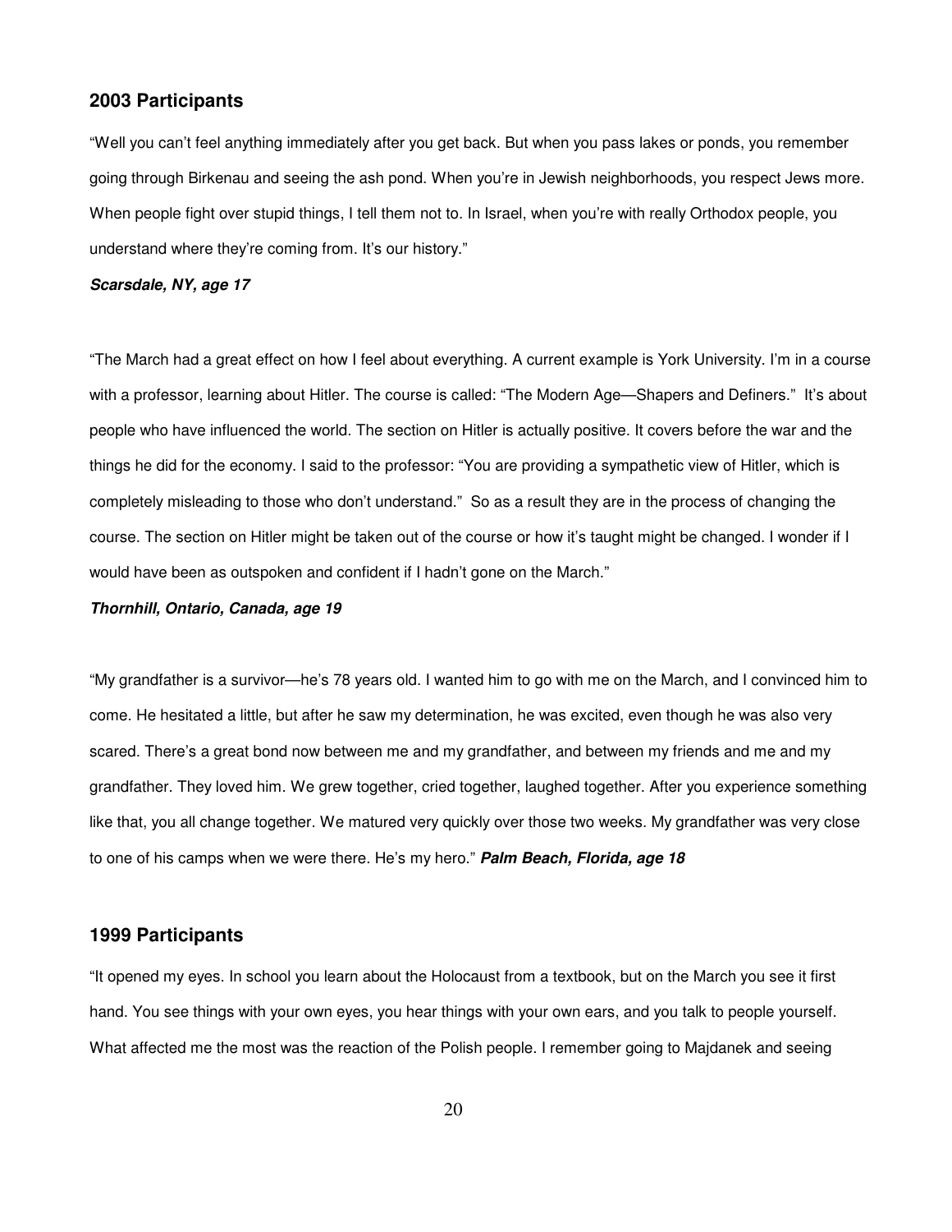## 2003 Participants

"Well you can't feel anything immediately after you get back. But when you pass lakes or ponds, you remember going through Birkenau and seeing the ash pond. When you're in Jewish neighborhoods, you respect Jews more. When people fight over stupid things, I tell them not to. In Israel, when you're with really Orthodox people, you understand where they're coming from. It's our history."

***Scarsdale, NY, age 17***

"The March had a great effect on how I feel about everything. A current example is York University. I'm in a course with a professor, learning about Hitler. The course is called: "The Modern Age—Shapers and Definers." It's about people who have influenced the world. The section on Hitler is actually positive. It covers before the war and the things he did for the economy. I said to the professor: "You are providing a sympathetic view of Hitler, which is completely misleading to those who don't understand." So as a result they are in the process of changing the course. The section on Hitler might be taken out of the course or how it's taught might be changed. I wonder if I would have been as outspoken and confident if I hadn't gone on the March."

***Thornhill, Ontario, Canada, age 19***

"My grandfather is a survivor—he's 78 years old. I wanted him to go with me on the March, and I convinced him to come. He hesitated a little, but after he saw my determination, he was excited, even though he was also very scared. There's a great bond now between me and my grandfather, and between my friends and me and my grandfather. They loved him. We grew together, cried together, laughed together. After you experience something like that, you all change together. We matured very quickly over those two weeks. My grandfather was very close to one of his camps when we were there. He's my hero." ***Palm Beach, Florida, age 18***

## 1999 Participants

"It opened my eyes. In school you learn about the Holocaust from a textbook, but on the March you see it first hand. You see things with your own eyes, you hear things with your own ears, and you talk to people yourself. What affected me the most was the reaction of the Polish people. I remember going to Majdanek and seeing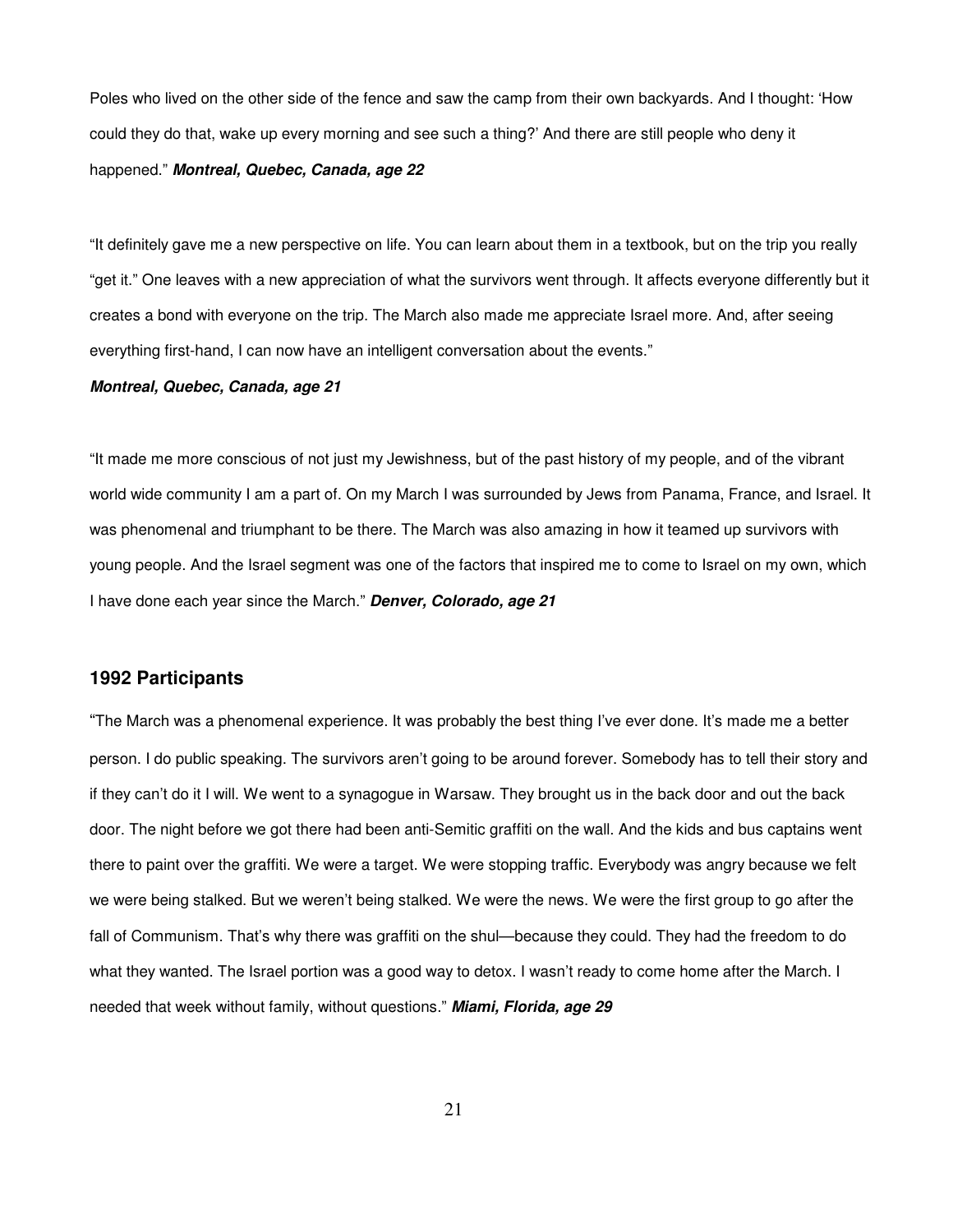Poles who lived on the other side of the fence and saw the camp from their own backyards. And I thought: 'How could they do that, wake up every morning and see such a thing?' And there are still people who deny it happened." ***Montreal, Quebec, Canada, age 22***

"It definitely gave me a new perspective on life. You can learn about them in a textbook, but on the trip you really "get it." One leaves with a new appreciation of what the survivors went through. It affects everyone differently but it creates a bond with everyone on the trip. The March also made me appreciate Israel more. And, after seeing everything first-hand, I can now have an intelligent conversation about the events."

***Montreal, Quebec, Canada, age 21***

"It made me more conscious of not just my Jewishness, but of the past history of my people, and of the vibrant world wide community I am a part of. On my March I was surrounded by Jews from Panama, France, and Israel. It was phenomenal and triumphant to be there. The March was also amazing in how it teamed up survivors with young people. And the Israel segment was one of the factors that inspired me to come to Israel on my own, which I have done each year since the March." ***Denver, Colorado, age 21***

### 1992 Participants

"The March was a phenomenal experience. It was probably the best thing I've ever done. It's made me a better person. I do public speaking. The survivors aren't going to be around forever. Somebody has to tell their story and if they can't do it I will. We went to a synagogue in Warsaw. They brought us in the back door and out the back door. The night before we got there had been anti-Semitic graffiti on the wall. And the kids and bus captains went there to paint over the graffiti. We were a target. We were stopping traffic. Everybody was angry because we felt we were being stalked. But we weren't being stalked. We were the news. We were the first group to go after the fall of Communism. That's why there was graffiti on the shul—because they could. They had the freedom to do what they wanted. The Israel portion was a good way to detox. I wasn't ready to come home after the March. I needed that week without family, without questions." ***Miami, Florida, age 29***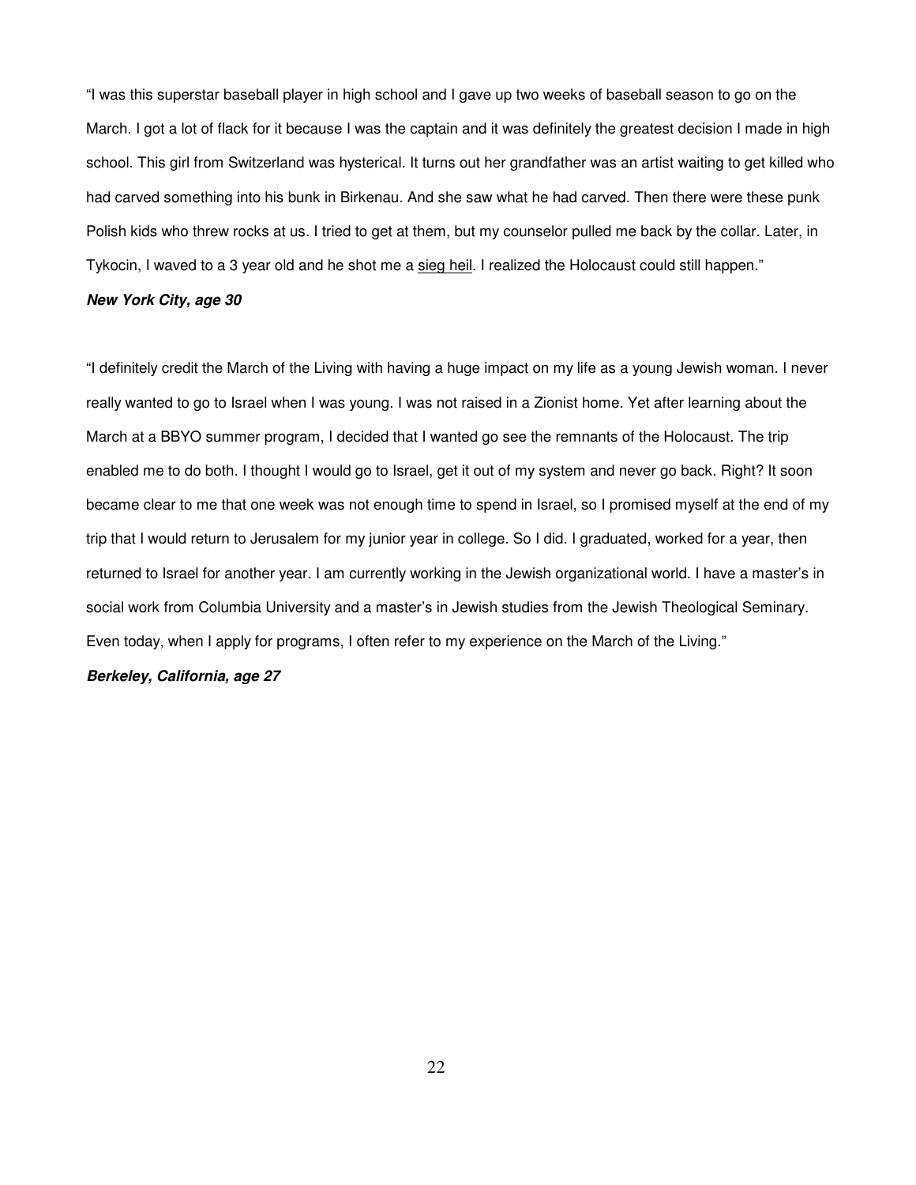"I was this superstar baseball player in high school and I gave up two weeks of baseball season to go on the March. I got a lot of flack for it because I was the captain and it was definitely the greatest decision I made in high school. This girl from Switzerland was hysterical. It turns out her grandfather was an artist waiting to get killed who had carved something into his bunk in Birkenau. And she saw what he had carved. Then there were these punk Polish kids who threw rocks at us. I tried to get at them, but my counselor pulled me back by the collar. Later, in Tykocin, I waved to a 3 year old and he shot me a <u>sieg heil</u>. I realized the Holocaust could still happen."

***New York City, age 30***

"I definitely credit the March of the Living with having a huge impact on my life as a young Jewish woman. I never really wanted to go to Israel when I was young. I was not raised in a Zionist home. Yet after learning about the March at a BBYO summer program, I decided that I wanted go see the remnants of the Holocaust. The trip enabled me to do both. I thought I would go to Israel, get it out of my system and never go back. Right? It soon became clear to me that one week was not enough time to spend in Israel, so I promised myself at the end of my trip that I would return to Jerusalem for my junior year in college. So I did. I graduated, worked for a year, then returned to Israel for another year. I am currently working in the Jewish organizational world. I have a master's in social work from Columbia University and a master's in Jewish studies from the Jewish Theological Seminary. Even today, when I apply for programs, I often refer to my experience on the March of the Living."

***Berkeley, California, age 27***